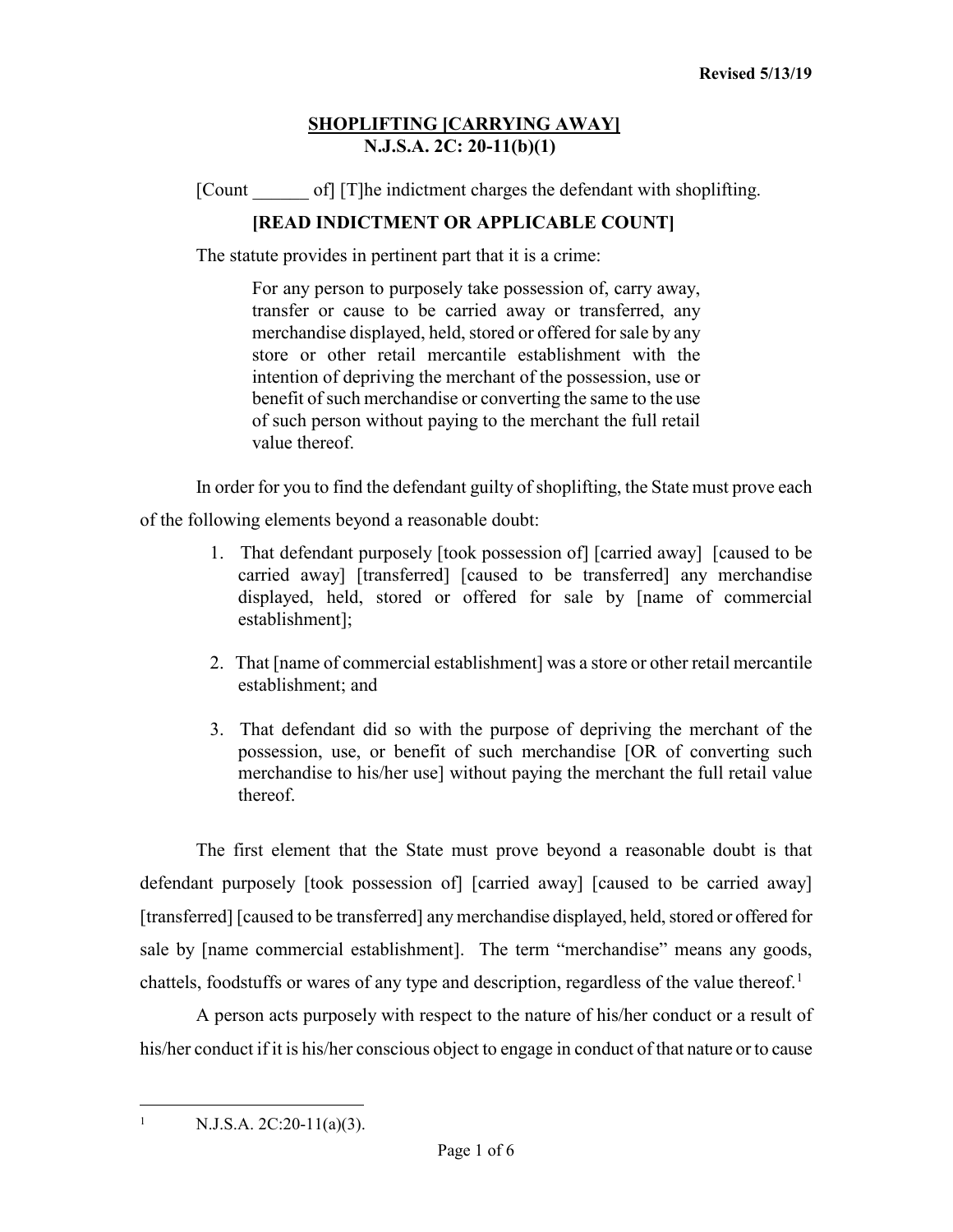Revised 5/13/19

# SHOPLIFTING [CARRYING AWAY]
# N.J.S.A. 2C: 20-11(b)(1)

[Count ______ of] [T]he indictment charges the defendant with shoplifting.

**[READ INDICTMENT OR APPLICABLE COUNT]**

The statute provides in pertinent part that it is a crime:

> For any person to purposely take possession of, carry away, transfer or cause to be carried away or transferred, any merchandise displayed, held, stored or offered for sale by any store or other retail mercantile establishment with the intention of depriving the merchant of the possession, use or benefit of such merchandise or converting the same to the use of such person without paying to the merchant the full retail value thereof.

In order for you to find the defendant guilty of shoplifting, the State must prove each of the following elements beyond a reasonable doubt:

1. That defendant purposely [took possession of] [carried away] [caused to be carried away] [transferred] [caused to be transferred] any merchandise displayed, held, stored or offered for sale by [name of commercial establishment];

2. That [name of commercial establishment] was a store or other retail mercantile establishment; and

3. That defendant did so with the purpose of depriving the merchant of the possession, use, or benefit of such merchandise [OR of converting such merchandise to his/her use] without paying the merchant the full retail value thereof.

The first element that the State must prove beyond a reasonable doubt is that defendant purposely [took possession of] [carried away] [caused to be carried away] [transferred] [caused to be transferred] any merchandise displayed, held, stored or offered for sale by [name commercial establishment]. The term "merchandise" means any goods, chattels, foodstuffs or wares of any type and description, regardless of the value thereof.[1]

A person acts purposely with respect to the nature of his/her conduct or a result of his/her conduct if it is his/her conscious object to engage in conduct of that nature or to cause

[1] N.J.S.A. 2C:20-11(a)(3).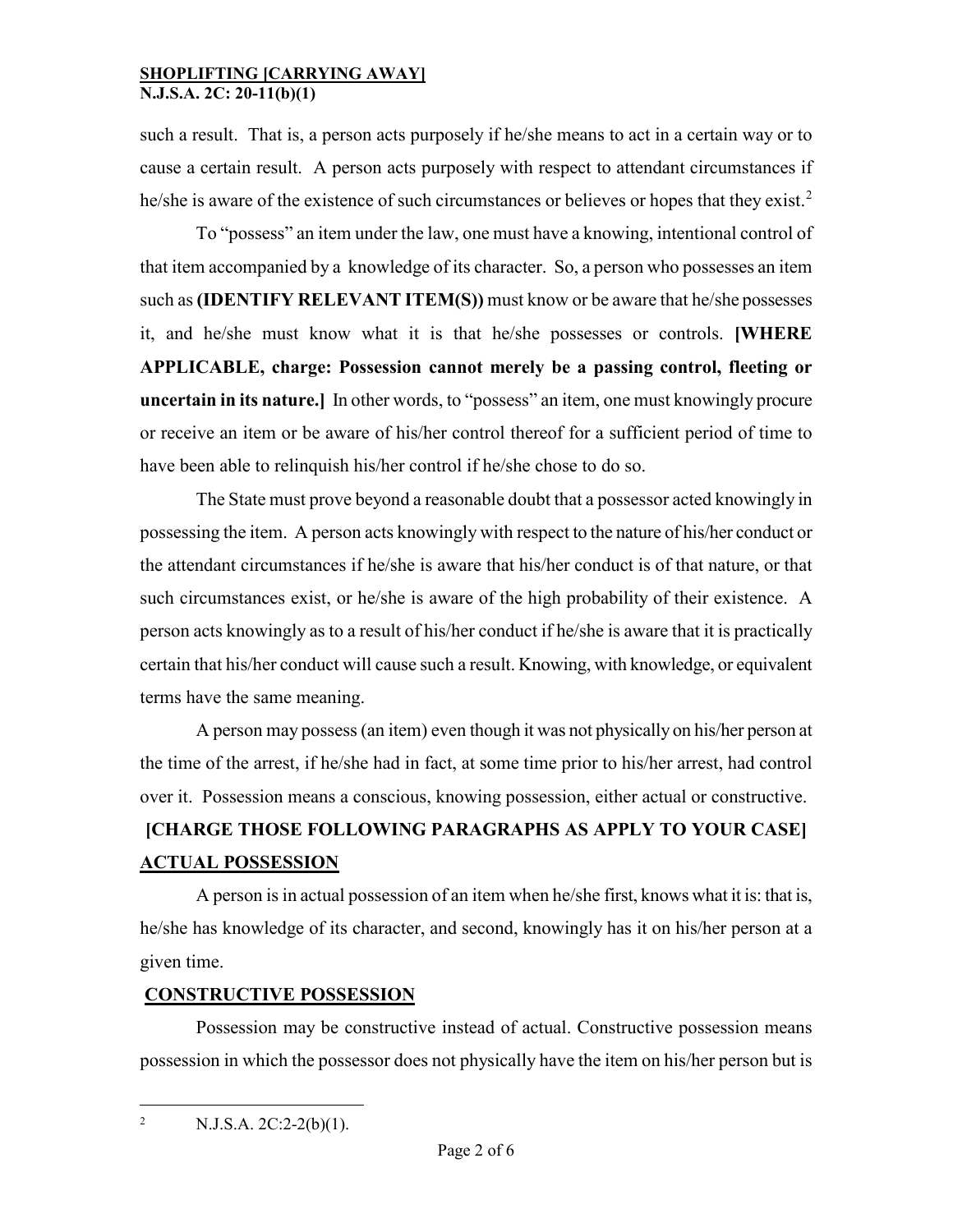such a result. That is, a person acts purposely if he/she means to act in a certain way or to cause a certain result. A person acts purposely with respect to attendant circumstances if he/she is aware of the existence of such circumstances or believes or hopes that they exist.[2]

To "possess" an item under the law, one must have a knowing, intentional control of that item accompanied by a knowledge of its character. So, a person who possesses an item such as **(IDENTIFY RELEVANT ITEM(S))** must know or be aware that he/she possesses it, and he/she must know what it is that he/she possesses or controls. **[WHERE APPLICABLE, charge: Possession cannot merely be a passing control, fleeting or uncertain in its nature.]** In other words, to "possess" an item, one must knowingly procure or receive an item or be aware of his/her control thereof for a sufficient period of time to have been able to relinquish his/her control if he/she chose to do so.

The State must prove beyond a reasonable doubt that a possessor acted knowingly in possessing the item. A person acts knowingly with respect to the nature of his/her conduct or the attendant circumstances if he/she is aware that his/her conduct is of that nature, or that such circumstances exist, or he/she is aware of the high probability of their existence. A person acts knowingly as to a result of his/her conduct if he/she is aware that it is practically certain that his/her conduct will cause such a result. Knowing, with knowledge, or equivalent terms have the same meaning.

A person may possess (an item) even though it was not physically on his/her person at the time of the arrest, if he/she had in fact, at some time prior to his/her arrest, had control over it. Possession means a conscious, knowing possession, either actual or constructive.

**[CHARGE THOSE FOLLOWING PARAGRAPHS AS APPLY TO YOUR CASE]**

**<u>ACTUAL POSSESSION</u>**

A person is in actual possession of an item when he/she first, knows what it is: that is, he/she has knowledge of its character, and second, knowingly has it on his/her person at a given time.

**<u>CONSTRUCTIVE POSSESSION</u>**

Possession may be constructive instead of actual. Constructive possession means possession in which the possessor does not physically have the item on his/her person but is

---

[2] N.J.S.A. 2C:2-2(b)(1).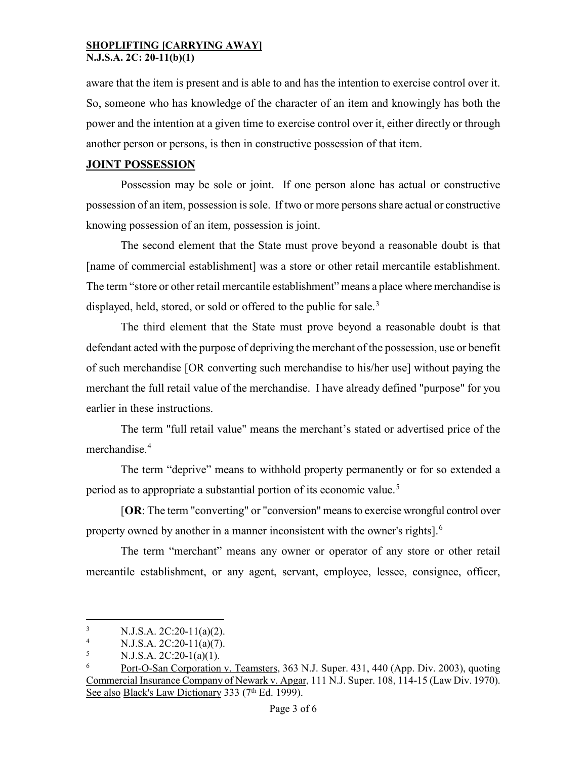aware that the item is present and is able to and has the intention to exercise control over it. So, someone who has knowledge of the character of an item and knowingly has both the power and the intention at a given time to exercise control over it, either directly or through another person or persons, is then in constructive possession of that item.

**JOINT POSSESSION**

Possession may be sole or joint. If one person alone has actual or constructive possession of an item, possession is sole. If two or more persons share actual or constructive knowing possession of an item, possession is joint.

The second element that the State must prove beyond a reasonable doubt is that [name of commercial establishment] was a store or other retail mercantile establishment. The term "store or other retail mercantile establishment" means a place where merchandise is displayed, held, stored, or sold or offered to the public for sale.[3]

The third element that the State must prove beyond a reasonable doubt is that defendant acted with the purpose of depriving the merchant of the possession, use or benefit of such merchandise [OR converting such merchandise to his/her use] without paying the merchant the full retail value of the merchandise. I have already defined "purpose" for you earlier in these instructions.

The term "full retail value" means the merchant's stated or advertised price of the merchandise.[4]

The term "deprive" means to withhold property permanently or for so extended a period as to appropriate a substantial portion of its economic value.[5]

[**OR**: The term "converting" or "conversion" means to exercise wrongful control over property owned by another in a manner inconsistent with the owner's rights].[6]

The term "merchant" means any owner or operator of any store or other retail mercantile establishment, or any agent, servant, employee, lessee, consignee, officer,

---

3 N.J.S.A. 2C:20-11(a)(2).

4 N.J.S.A. 2C:20-11(a)(7).

5 N.J.S.A. 2C:20-1(a)(1).

6 Port-O-San Corporation v. Teamsters, 363 N.J. Super. 431, 440 (App. Div. 2003), quoting Commercial Insurance Company of Newark v. Apgar, 111 N.J. Super. 108, 114-15 (Law Div. 1970). See also Black's Law Dictionary 333 (7th Ed. 1999).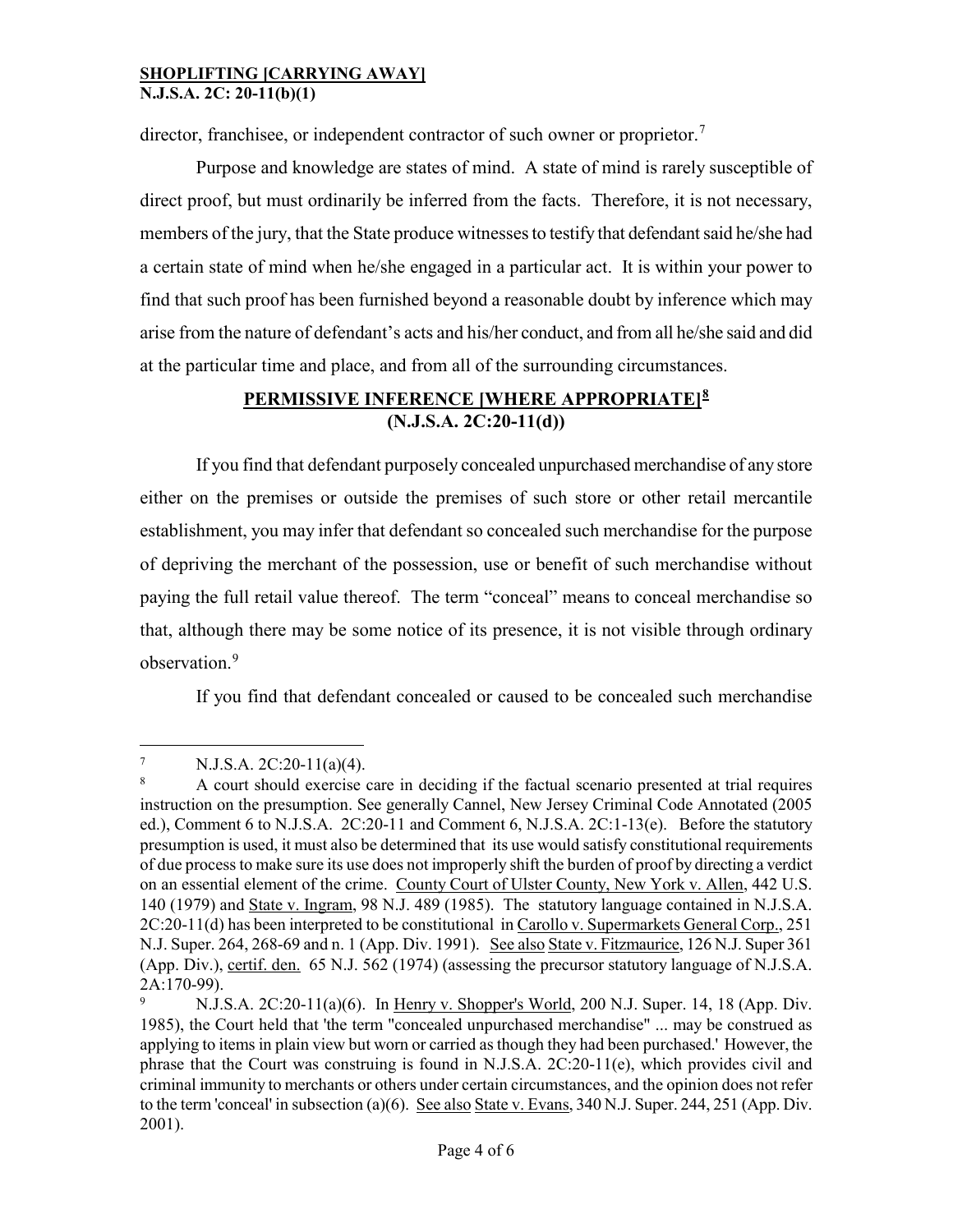director, franchisee, or independent contractor of such owner or proprietor.[7]

Purpose and knowledge are states of mind. A state of mind is rarely susceptible of direct proof, but must ordinarily be inferred from the facts. Therefore, it is not necessary, members of the jury, that the State produce witnesses to testify that defendant said he/she had a certain state of mind when he/she engaged in a particular act. It is within your power to find that such proof has been furnished beyond a reasonable doubt by inference which may arise from the nature of defendant's acts and his/her conduct, and from all he/she said and did at the particular time and place, and from all of the surrounding circumstances.

## PERMISSIVE INFERENCE [WHERE APPROPRIATE][8] (N.J.S.A. 2C:20-11(d))

If you find that defendant purposely concealed unpurchased merchandise of any store either on the premises or outside the premises of such store or other retail mercantile establishment, you may infer that defendant so concealed such merchandise for the purpose of depriving the merchant of the possession, use or benefit of such merchandise without paying the full retail value thereof. The term "conceal" means to conceal merchandise so that, although there may be some notice of its presence, it is not visible through ordinary observation.[9]

If you find that defendant concealed or caused to be concealed such merchandise

---

[7] N.J.S.A. 2C:20-11(a)(4).

[8] A court should exercise care in deciding if the factual scenario presented at trial requires instruction on the presumption. See generally Cannel, New Jersey Criminal Code Annotated (2005 ed.), Comment 6 to N.J.S.A. 2C:20-11 and Comment 6, N.J.S.A. 2C:1-13(e). Before the statutory presumption is used, it must also be determined that its use would satisfy constitutional requirements of due process to make sure its use does not improperly shift the burden of proof by directing a verdict on an essential element of the crime. County Court of Ulster County, New York v. Allen, 442 U.S. 140 (1979) and State v. Ingram, 98 N.J. 489 (1985). The statutory language contained in N.J.S.A. 2C:20-11(d) has been interpreted to be constitutional in Carollo v. Supermarkets General Corp., 251 N.J. Super. 264, 268-69 and n. 1 (App. Div. 1991). See also State v. Fitzmaurice, 126 N.J. Super 361 (App. Div.), certif. den. 65 N.J. 562 (1974) (assessing the precursor statutory language of N.J.S.A. 2A:170-99).

[9] N.J.S.A. 2C:20-11(a)(6). In Henry v. Shopper's World, 200 N.J. Super. 14, 18 (App. Div. 1985), the Court held that 'the term "concealed unpurchased merchandise" ... may be construed as applying to items in plain view but worn or carried as though they had been purchased.' However, the phrase that the Court was construing is found in N.J.S.A. 2C:20-11(e), which provides civil and criminal immunity to merchants or others under certain circumstances, and the opinion does not refer to the term 'conceal' in subsection (a)(6). See also State v. Evans, 340 N.J. Super. 244, 251 (App. Div. 2001).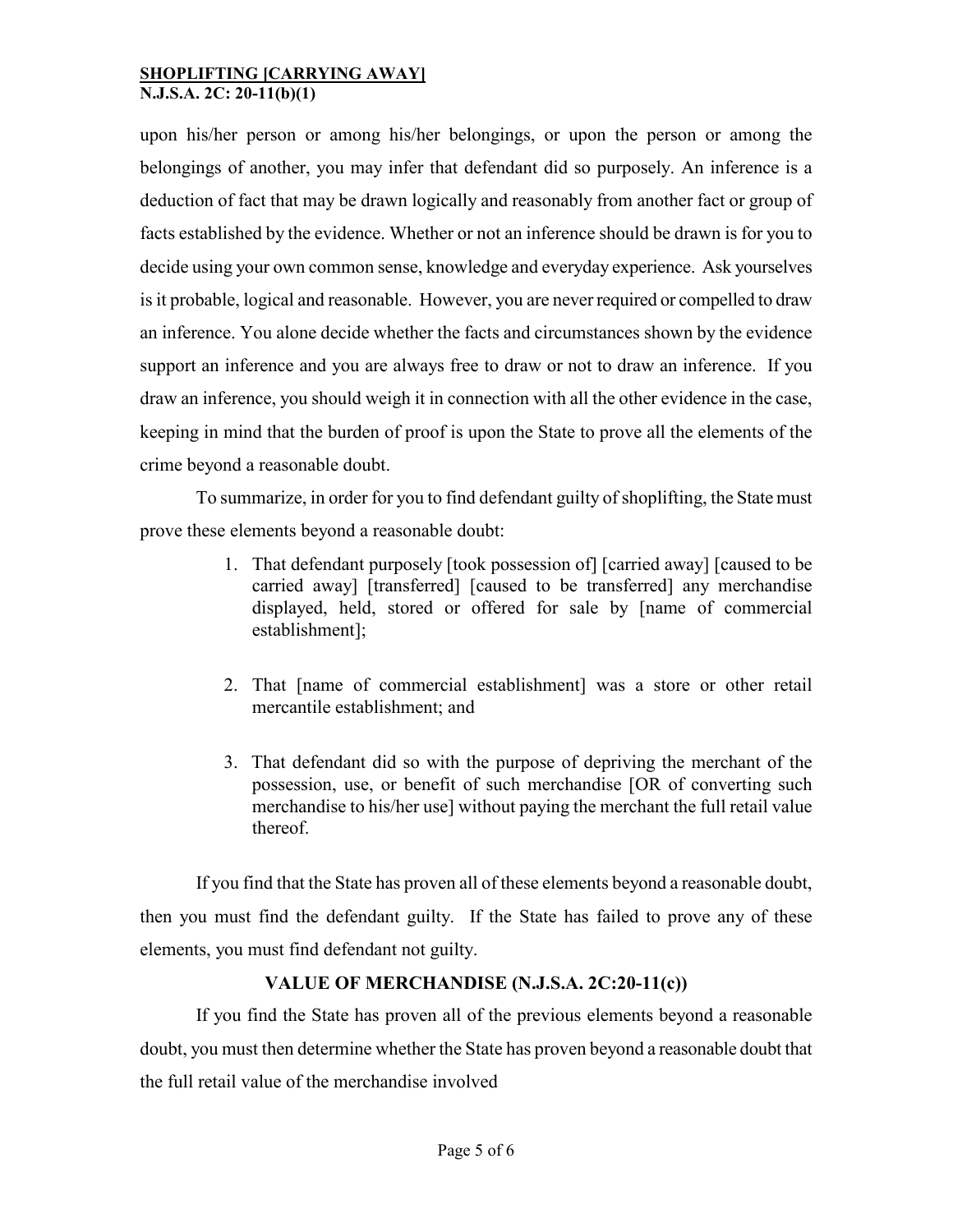upon his/her person or among his/her belongings, or upon the person or among the belongings of another, you may infer that defendant did so purposely. An inference is a deduction of fact that may be drawn logically and reasonably from another fact or group of facts established by the evidence. Whether or not an inference should be drawn is for you to decide using your own common sense, knowledge and everyday experience. Ask yourselves is it probable, logical and reasonable. However, you are never required or compelled to draw an inference. You alone decide whether the facts and circumstances shown by the evidence support an inference and you are always free to draw or not to draw an inference. If you draw an inference, you should weigh it in connection with all the other evidence in the case, keeping in mind that the burden of proof is upon the State to prove all the elements of the crime beyond a reasonable doubt.

To summarize, in order for you to find defendant guilty of shoplifting, the State must prove these elements beyond a reasonable doubt:

1. That defendant purposely [took possession of] [carried away] [caused to be carried away] [transferred] [caused to be transferred] any merchandise displayed, held, stored or offered for sale by [name of commercial establishment];

2. That [name of commercial establishment] was a store or other retail mercantile establishment; and

3. That defendant did so with the purpose of depriving the merchant of the possession, use, or benefit of such merchandise [OR of converting such merchandise to his/her use] without paying the merchant the full retail value thereof.

If you find that the State has proven all of these elements beyond a reasonable doubt, then you must find the defendant guilty. If the State has failed to prove any of these elements, you must find defendant not guilty.

## VALUE OF MERCHANDISE (N.J.S.A. 2C:20-11(c))

If you find the State has proven all of the previous elements beyond a reasonable doubt, you must then determine whether the State has proven beyond a reasonable doubt that the full retail value of the merchandise involved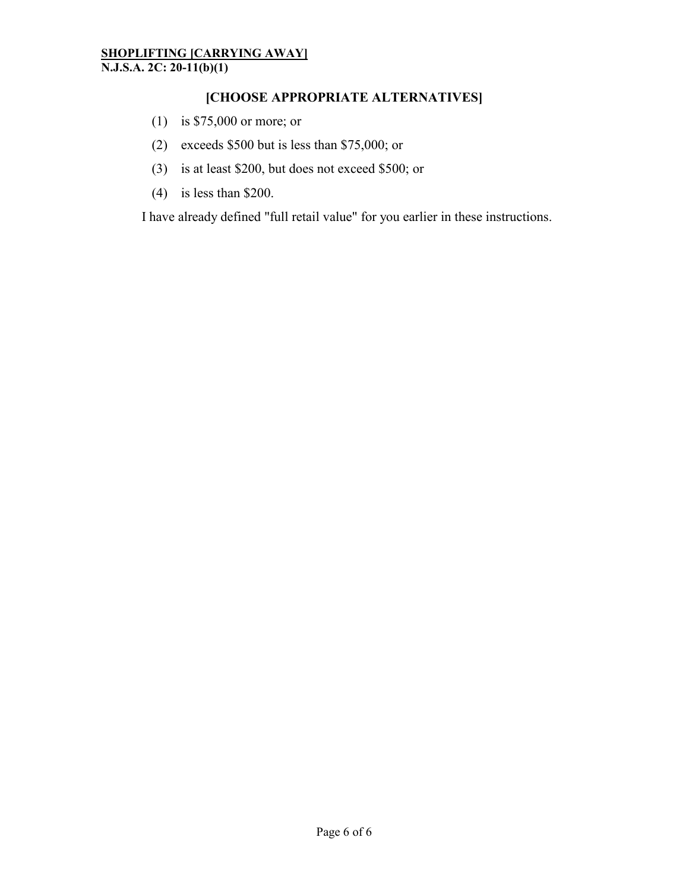**[CHOOSE APPROPRIATE ALTERNATIVES]**

(1) is $75,000 or more; or

(2) exceeds $500 but is less than $75,000; or

(3) is at least $200, but does not exceed $500; or

(4) is less than $200.

I have already defined "full retail value" for you earlier in these instructions.